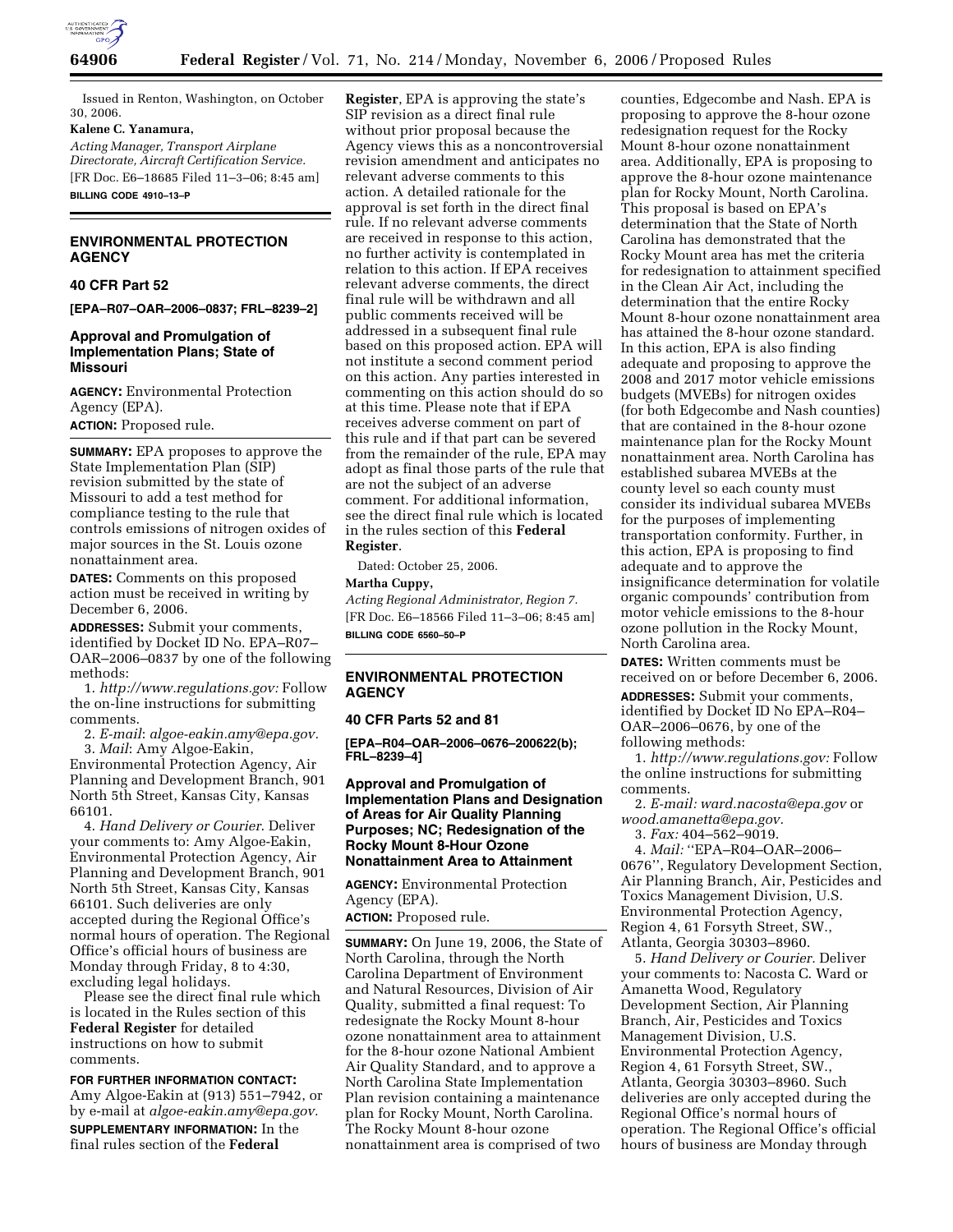Issued in Renton, Washington, on October 30, 2006.

**Kalene C. Yanamura,**

*Acting Manager, Transport Airplane Directorate, Aircraft Certification Service.*

[FR Doc. E6–18685 Filed 11–3–06; 8:45 am]

**BILLING CODE 4910–13–P**

---

## ENVIRONMENTAL PROTECTION AGENCY

### 40 CFR Part 52

**[EPA–R07–OAR–2006–0837; FRL–8239–2]**

### Approval and Promulgation of Implementation Plans; State of Missouri

**AGENCY:** Environmental Protection Agency (EPA).

**ACTION:** Proposed rule.

**SUMMARY:** EPA proposes to approve the State Implementation Plan (SIP) revision submitted by the state of Missouri to add a test method for compliance testing to the rule that controls emissions of nitrogen oxides of major sources in the St. Louis ozone nonattainment area.

**DATES:** Comments on this proposed action must be received in writing by December 6, 2006.

**ADDRESSES:** Submit your comments, identified by Docket ID No. EPA–R07–OAR–2006–0837 by one of the following methods:

1. *http://www.regulations.gov:* Follow the on-line instructions for submitting comments.
2. *E-mail*: *algoe-eakin.amy@epa.gov.*
3. *Mail*: Amy Algoe-Eakin, Environmental Protection Agency, Air Planning and Development Branch, 901 North 5th Street, Kansas City, Kansas 66101.
4. *Hand Delivery or Courier*. Deliver your comments to: Amy Algoe-Eakin, Environmental Protection Agency, Air Planning and Development Branch, 901 North 5th Street, Kansas City, Kansas 66101. Such deliveries are only accepted during the Regional Office's normal hours of operation. The Regional Office's official hours of business are Monday through Friday, 8 to 4:30, excluding legal holidays.

Please see the direct final rule which is located in the Rules section of this **Federal Register** for detailed instructions on how to submit comments.

**FOR FURTHER INFORMATION CONTACT:** Amy Algoe-Eakin at (913) 551–7942, or by e-mail at *algoe-eakin.amy@epa.gov.*

**SUPPLEMENTARY INFORMATION:** In the final rules section of the **Federal Register**, EPA is approving the state's SIP revision as a direct final rule without prior proposal because the Agency views this as a noncontroversial revision amendment and anticipates no relevant adverse comments to this action. A detailed rationale for the approval is set forth in the direct final rule. If no relevant adverse comments are received in response to this action, no further activity is contemplated in relation to this action. If EPA receives relevant adverse comments, the direct final rule will be withdrawn and all public comments received will be addressed in a subsequent final rule based on this proposed action. EPA will not institute a second comment period on this action. Any parties interested in commenting on this action should do so at this time. Please note that if EPA receives adverse comment on part of this rule and if that part can be severed from the remainder of the rule, EPA may adopt as final those parts of the rule that are not the subject of an adverse comment. For additional information, see the direct final rule which is located in the rules section of this **Federal Register**.

Dated: October 25, 2006.

**Martha Cuppy,**

*Acting Regional Administrator, Region 7.*

[FR Doc. E6–18566 Filed 11–3–06; 8:45 am]

**BILLING CODE 6560–50–P**

---

## ENVIRONMENTAL PROTECTION AGENCY

### 40 CFR Parts 52 and 81

**[EPA–R04–OAR–2006–0676–200622(b); FRL–8239–4]**

### Approval and Promulgation of Implementation Plans and Designation of Areas for Air Quality Planning Purposes; NC; Redesignation of the Rocky Mount 8-Hour Ozone Nonattainment Area to Attainment

**AGENCY:** Environmental Protection Agency (EPA).

**ACTION:** Proposed rule.

**SUMMARY:** On June 19, 2006, the State of North Carolina, through the North Carolina Department of Environment and Natural Resources, Division of Air Quality, submitted a final request: To redesignate the Rocky Mount 8-hour ozone nonattainment area to attainment for the 8-hour ozone National Ambient Air Quality Standard, and to approve a North Carolina State Implementation Plan revision containing a maintenance plan for Rocky Mount, North Carolina. The Rocky Mount 8-hour ozone nonattainment area is comprised of two counties, Edgecombe and Nash. EPA is proposing to approve the 8-hour ozone redesignation request for the Rocky Mount 8-hour ozone nonattainment area. Additionally, EPA is proposing to approve the 8-hour ozone maintenance plan for Rocky Mount, North Carolina. This proposal is based on EPA's determination that the State of North Carolina has demonstrated that the Rocky Mount area has met the criteria for redesignation to attainment specified in the Clean Air Act, including the determination that the entire Rocky Mount 8-hour ozone nonattainment area has attained the 8-hour ozone standard. In this action, EPA is also finding adequate and proposing to approve the 2008 and 2017 motor vehicle emissions budgets (MVEBs) for nitrogen oxides (for both Edgecombe and Nash counties) that are contained in the 8-hour ozone maintenance plan for the Rocky Mount nonattainment area. North Carolina has established subarea MVEBs at the county level so each county must consider its individual subarea MVEBs for the purposes of implementing transportation conformity. Further, in this action, EPA is proposing to find adequate and to approve the insignificance determination for volatile organic compounds' contribution from motor vehicle emissions to the 8-hour ozone pollution in the Rocky Mount, North Carolina area.

**DATES:** Written comments must be received on or before December 6, 2006.

**ADDRESSES:** Submit your comments, identified by Docket ID No EPA–R04–OAR–2006–0676, by one of the following methods:

1. *http://www.regulations.gov:* Follow the online instructions for submitting comments.
2. *E-mail: ward.nacosta@epa.gov* or *wood.amanetta@epa.gov.*
3. *Fax:* 404–562–9019.
4. *Mail:* ''EPA–R04–OAR–2006–0676'', Regulatory Development Section, Air Planning Branch, Air, Pesticides and Toxics Management Division, U.S. Environmental Protection Agency, Region 4, 61 Forsyth Street, SW., Atlanta, Georgia 30303–8960.
5. *Hand Delivery or Courier.* Deliver your comments to: Nacosta C. Ward or Amanetta Wood, Regulatory Development Section, Air Planning Branch, Air, Pesticides and Toxics Management Division, U.S. Environmental Protection Agency, Region 4, 61 Forsyth Street, SW., Atlanta, Georgia 30303–8960. Such deliveries are only accepted during the Regional Office's normal hours of operation. The Regional Office's official hours of business are Monday through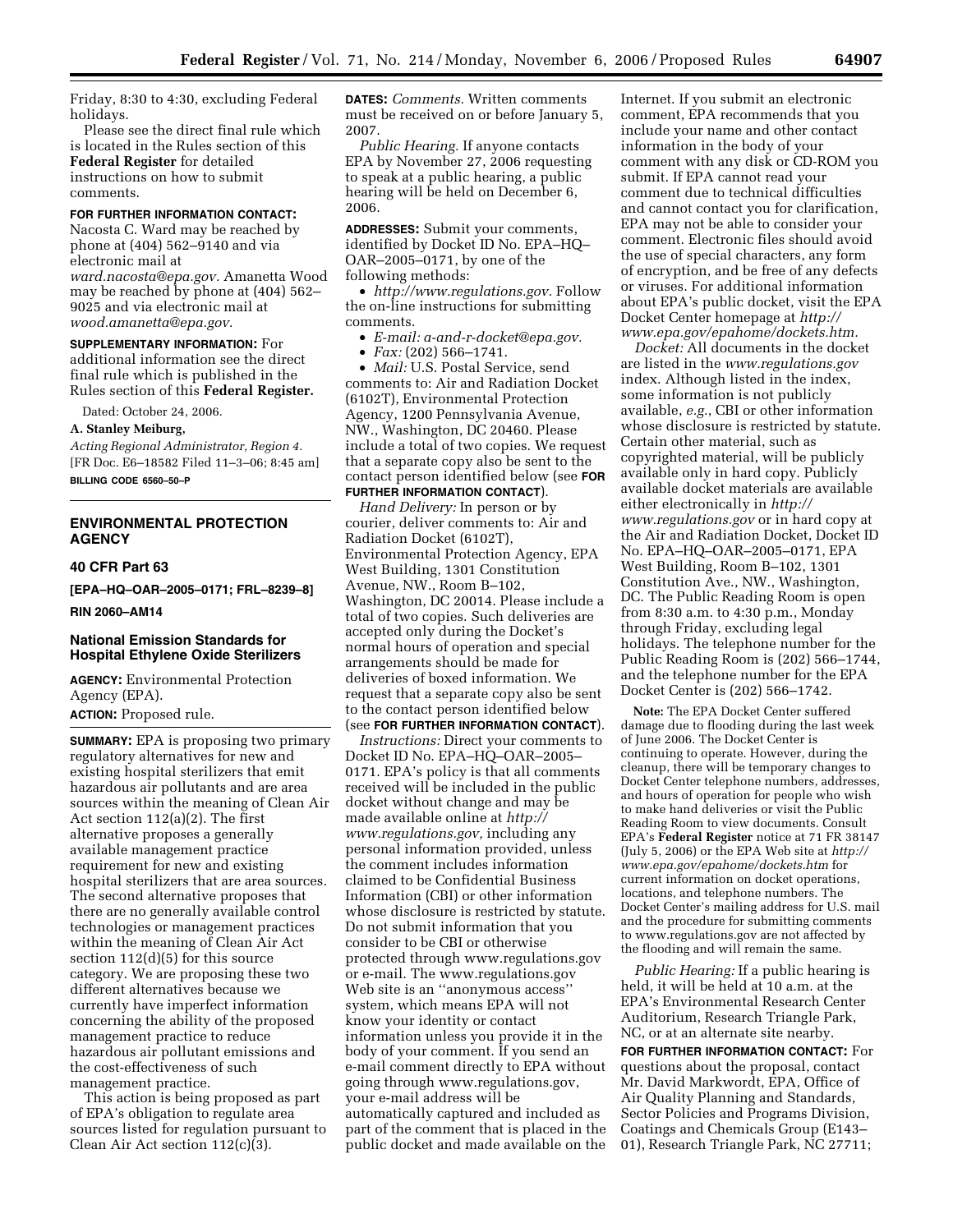Friday, 8:30 to 4:30, excluding Federal holidays.

Please see the direct final rule which is located in the Rules section of this **Federal Register** for detailed instructions on how to submit comments.

**FOR FURTHER INFORMATION CONTACT:** Nacosta C. Ward may be reached by phone at (404) 562–9140 and via electronic mail at *ward.nacosta@epa.gov.* Amanetta Wood may be reached by phone at (404) 562–9025 and via electronic mail at *wood.amanetta@epa.gov.*

**SUPPLEMENTARY INFORMATION:** For additional information see the direct final rule which is published in the Rules section of this **Federal Register.**

Dated: October 24, 2006.

**A. Stanley Meiburg,**

*Acting Regional Administrator, Region 4.*

[FR Doc. E6–18582 Filed 11–3–06; 8:45 am]

**BILLING CODE 6560–50–P**

---

## ENVIRONMENTAL PROTECTION AGENCY

### 40 CFR Part 63

**[EPA–HQ–OAR–2005–0171; FRL–8239–8]**

**RIN 2060–AM14**

### National Emission Standards for Hospital Ethylene Oxide Sterilizers

**AGENCY:** Environmental Protection Agency (EPA).

**ACTION:** Proposed rule.

**SUMMARY:** EPA is proposing two primary regulatory alternatives for new and existing hospital sterilizers that emit hazardous air pollutants and are area sources within the meaning of Clean Air Act section 112(a)(2). The first alternative proposes a generally available management practice requirement for new and existing hospital sterilizers that are area sources. The second alternative proposes that there are no generally available control technologies or management practices within the meaning of Clean Air Act section 112(d)(5) for this source category. We are proposing these two different alternatives because we currently have imperfect information concerning the ability of the proposed management practice to reduce hazardous air pollutant emissions and the cost-effectiveness of such management practice.

This action is being proposed as part of EPA's obligation to regulate area sources listed for regulation pursuant to Clean Air Act section 112(c)(3).

**DATES:** *Comments.* Written comments must be received on or before January 5, 2007.

*Public Hearing.* If anyone contacts EPA by November 27, 2006 requesting to speak at a public hearing, a public hearing will be held on December 6, 2006.

**ADDRESSES:** Submit your comments, identified by Docket ID No. EPA–HQ–OAR–2005–0171, by one of the following methods:

- *http://www.regulations.gov.* Follow the on-line instructions for submitting comments.
- *E-mail: a-and-r-docket@epa.gov.*
- *Fax:* (202) 566–1741.
- *Mail:* U.S. Postal Service, send comments to: Air and Radiation Docket (6102T), Environmental Protection Agency, 1200 Pennsylvania Avenue, NW., Washington, DC 20460. Please include a total of two copies. We request that a separate copy also be sent to the contact person identified below (see **FOR FURTHER INFORMATION CONTACT**).

*Hand Delivery:* In person or by courier, deliver comments to: Air and Radiation Docket (6102T), Environmental Protection Agency, EPA West Building, 1301 Constitution Avenue, NW., Room B–102, Washington, DC 20014. Please include a total of two copies. Such deliveries are accepted only during the Docket's normal hours of operation and special arrangements should be made for deliveries of boxed information. We request that a separate copy also be sent to the contact person identified below (see **FOR FURTHER INFORMATION CONTACT**).

*Instructions:* Direct your comments to Docket ID No. EPA–HQ–OAR–2005–0171. EPA's policy is that all comments received will be included in the public docket without change and may be made available online at *http://www.regulations.gov,* including any personal information provided, unless the comment includes information claimed to be Confidential Business Information (CBI) or other information whose disclosure is restricted by statute. Do not submit information that you consider to be CBI or otherwise protected through www.regulations.gov or e-mail. The www.regulations.gov Web site is an ''anonymous access'' system, which means EPA will not know your identity or contact information unless you provide it in the body of your comment. If you send an e-mail comment directly to EPA without going through www.regulations.gov, your e-mail address will be automatically captured and included as part of the comment that is placed in the public docket and made available on the Internet. If you submit an electronic comment, EPA recommends that you include your name and other contact information in the body of your comment with any disk or CD-ROM you submit. If EPA cannot read your comment due to technical difficulties and cannot contact you for clarification, EPA may not be able to consider your comment. Electronic files should avoid the use of special characters, any form of encryption, and be free of any defects or viruses. For additional information about EPA's public docket, visit the EPA Docket Center homepage at *http://www.epa.gov/epahome/dockets.htm.*

*Docket:* All documents in the docket are listed in the *www.regulations.gov* index. Although listed in the index, some information is not publicly available, *e.g.*, CBI or other information whose disclosure is restricted by statute. Certain other material, such as copyrighted material, will be publicly available only in hard copy. Publicly available docket materials are available either electronically in *http://www.regulations.gov* or in hard copy at the Air and Radiation Docket, Docket ID No. EPA–HQ–OAR–2005–0171, EPA West Building, Room B–102, 1301 Constitution Ave., NW., Washington, DC. The Public Reading Room is open from 8:30 a.m. to 4:30 p.m., Monday through Friday, excluding legal holidays. The telephone number for the Public Reading Room is (202) 566–1744, and the telephone number for the EPA Docket Center is (202) 566–1742.

**Note:** The EPA Docket Center suffered damage due to flooding during the last week of June 2006. The Docket Center is continuing to operate. However, during the cleanup, there will be temporary changes to Docket Center telephone numbers, addresses, and hours of operation for people who wish to make hand deliveries or visit the Public Reading Room to view documents. Consult EPA's **Federal Register** notice at 71 FR 38147 (July 5, 2006) or the EPA Web site at *http://www.epa.gov/epahome/dockets.htm* for current information on docket operations, locations, and telephone numbers. The Docket Center's mailing address for U.S. mail and the procedure for submitting comments to www.regulations.gov are not affected by the flooding and will remain the same.

*Public Hearing:* If a public hearing is held, it will be held at 10 a.m. at the EPA's Environmental Research Center Auditorium, Research Triangle Park, NC, or at an alternate site nearby.

**FOR FURTHER INFORMATION CONTACT:** For questions about the proposal, contact Mr. David Markwordt, EPA, Office of Air Quality Planning and Standards, Sector Policies and Programs Division, Coatings and Chemicals Group (E143–01), Research Triangle Park, NC 27711;